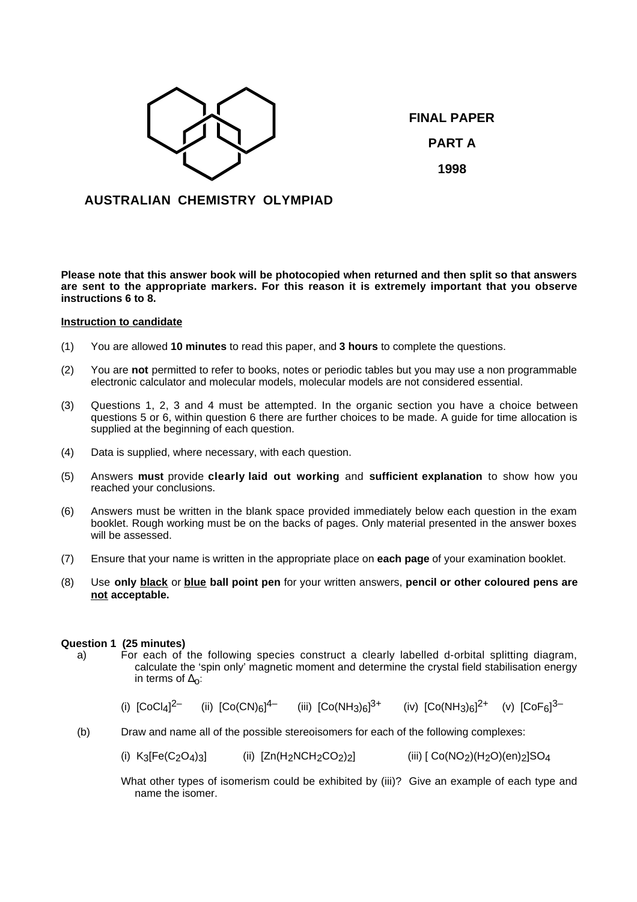**FINAL PAPER**

**PART A**

**1998**

**AUSTRALIAN CHEMISTRY OLYMPIAD**

**Please note that this answer book will be photocopied when returned and then split so that answers are sent to the appropriate markers. For this reason it is extremely important that you observe instructions 6 to 8.**

**Instruction to candidate**

(1) You are allowed **10 minutes** to read this paper, and **3 hours** to complete the questions.

(2) You are **not** permitted to refer to books, notes or periodic tables but you may use a non programmable electronic calculator and molecular models, molecular models are not considered essential.

(3) Questions 1, 2, 3 and 4 must be attempted. In the organic section you have a choice between questions 5 or 6, within question 6 there are further choices to be made. A guide for time allocation is supplied at the beginning of each question.

(4) Data is supplied, where necessary, with each question.

(5) Answers **must** provide **clearly laid out working** and **sufficient explanation** to show how you reached your conclusions.

(6) Answers must be written in the blank space provided immediately below each question in the exam booklet. Rough working must be on the backs of pages. Only material presented in the answer boxes will be assessed.

(7) Ensure that your name is written in the appropriate place on **each page** of your examination booklet.

(8) Use **only black** or **blue ball point pen** for your written answers, **pencil or other coloured pens are not acceptable.**

**Question 1 (25 minutes)**

a) For each of the following species construct a clearly labelled d-orbital splitting diagram, calculate the 'spin only' magnetic moment and determine the crystal field stabilisation energy in terms of $\Delta_o$:

(i) $[CoCl_4]^{2-}$ (ii) $[Co(CN)_6]^{4-}$ (iii) $[Co(NH_3)_6]^{3+}$ (iv) $[Co(NH_3)_6]^{2+}$ (v) $[CoF_6]^{3-}$

(b) Draw and name all of the possible stereoisomers for each of the following complexes:

(i) $K_3[Fe(C_2O_4)_3]$ (ii) $[Zn(H_2NCH_2CO_2)_2]$ (iii) $[Co(NO_2)(H_2O)(en)_2]SO_4$

What other types of isomerism could be exhibited by (iii)? Give an example of each type and name the isomer.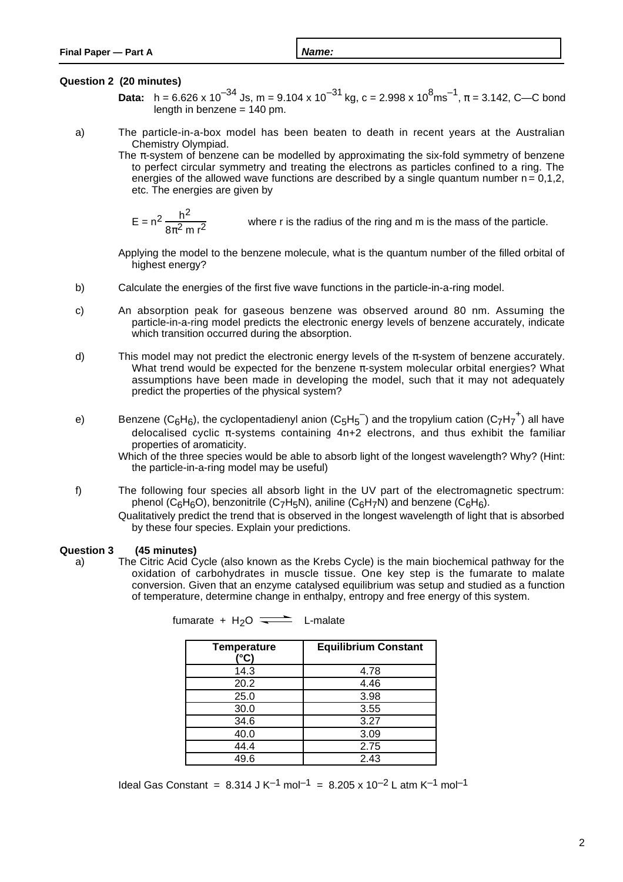**Question 2 (20 minutes)**

**Data:** $h = 6.626 \times 10^{-34}$ Js, $m = 9.104 \times 10^{-31}$ kg, $c = 2.998 \times 10^{8}\,ms^{-1}$, π = 3.142, C—C bond length in benzene = 140 pm.

a) The particle-in-a-box model has been beaten to death in recent years at the Australian Chemistry Olympiad.

The π-system of benzene can be modelled by approximating the six-fold symmetry of benzene to perfect circular symmetry and treating the electrons as particles confined to a ring. The energies of the allowed wave functions are described by a single quantum number n = 0,1,2, etc. The energies are given by

$$E = n^2 \frac{h^2}{8\pi^2 m r^2}$$

where r is the radius of the ring and m is the mass of the particle.

Applying the model to the benzene molecule, what is the quantum number of the filled orbital of highest energy?

b) Calculate the energies of the first five wave functions in the particle-in-a-ring model.

c) An absorption peak for gaseous benzene was observed around 80 nm. Assuming the particle-in-a-ring model predicts the electronic energy levels of benzene accurately, indicate which transition occurred during the absorption.

d) This model may not predict the electronic energy levels of the π-system of benzene accurately. What trend would be expected for the benzene π-system molecular orbital energies? What assumptions have been made in developing the model, such that it may not adequately predict the properties of the physical system?

e) Benzene ($C_6H_6$), the cyclopentadienyl anion ($C_5H_5^-$) and the tropylium cation ($C_7H_7^+$) all have delocalised cyclic π-systems containing 4n+2 electrons, and thus exhibit the familiar properties of aromaticity.

Which of the three species would be able to absorb light of the longest wavelength? Why? (Hint: the particle-in-a-ring model may be useful)

f) The following four species all absorb light in the UV part of the electromagnetic spectrum: phenol ($C_6H_6O$), benzonitrile ($C_7H_5N$), aniline ($C_6H_7N$) and benzene ($C_6H_6$).

Qualitatively predict the trend that is observed in the longest wavelength of light that is absorbed by these four species. Explain your predictions.

**Question 3 (45 minutes)**

a) The Citric Acid Cycle (also known as the Krebs Cycle) is the main biochemical pathway for the oxidation of carbohydrates in muscle tissue. One key step is the fumarate to malate conversion. Given that an enzyme catalysed equilibrium was setup and studied as a function of temperature, determine change in enthalpy, entropy and free energy of this system.

$$\text{fumarate} + H_2O \rightleftharpoons \text{L-malate}$$

| Temperature (°C) | Equilibrium Constant |
|---|---|
| 14.3 | 4.78 |
| 20.2 | 4.46 |
| 25.0 | 3.98 |
| 30.0 | 3.55 |
| 34.6 | 3.27 |
| 40.0 | 3.09 |
| 44.4 | 2.75 |
| 49.6 | 2.43 |

Ideal Gas Constant = $8.314\ J\ K^{-1}\ mol^{-1} = 8.205 \times 10^{-2}\ L\ atm\ K^{-1}\ mol^{-1}$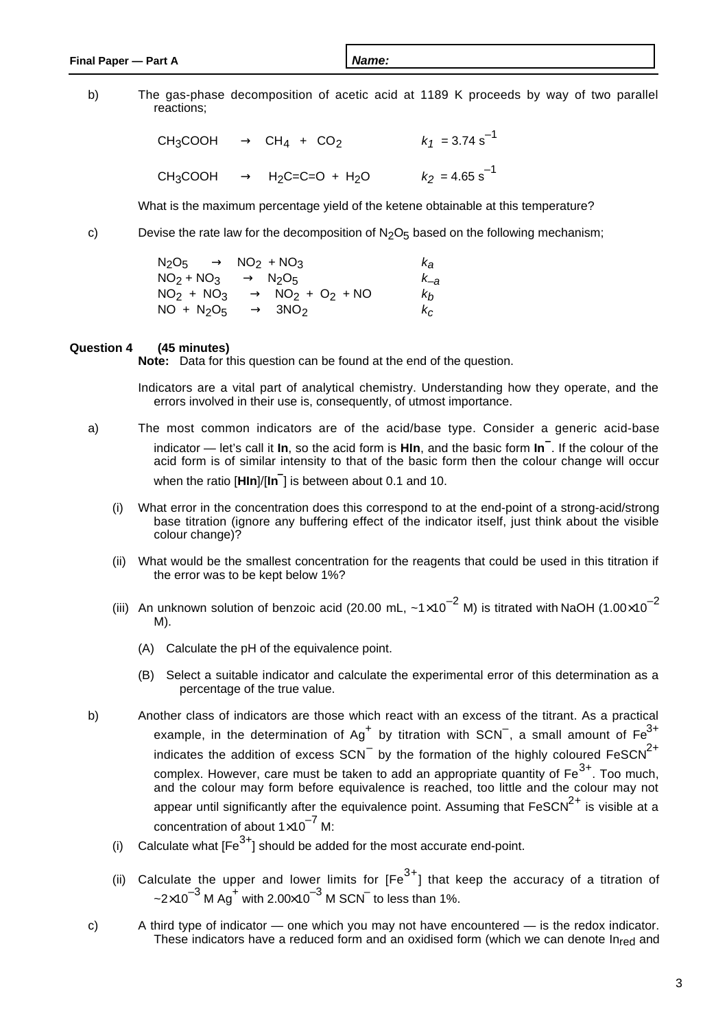b) The gas-phase decomposition of acetic acid at 1189 K proceeds by way of two parallel reactions;

$$CH_3COOH \rightarrow CH_4 + CO_2 \qquad k_1 = 3.74\ s^{-1}$$

$$CH_3COOH \rightarrow H_2C{=}C{=}O + H_2O \qquad k_2 = 4.65\ s^{-1}$$

What is the maximum percentage yield of the ketene obtainable at this temperature?

c) Devise the rate law for the decomposition of $N_2O_5$ based on the following mechanism;

| | |
|---|---|
| $N_2O_5 \rightarrow NO_2 + NO_3$ | $k_a$ |
| $NO_2 + NO_3 \rightarrow N_2O_5$ | $k_{-a}$ |
| $NO_2 + NO_3 \rightarrow NO_2 + O_2 + NO$ | $k_b$ |
| $NO + N_2O_5 \rightarrow 3NO_2$ | $k_c$ |

**Question 4 (45 minutes)**

**Note:** Data for this question can be found at the end of the question.

Indicators are a vital part of analytical chemistry. Understanding how they operate, and the errors involved in their use is, consequently, of utmost importance.

a) The most common indicators are of the acid/base type. Consider a generic acid-base indicator — let's call it **In**, so the acid form is **HIn**, and the basic form **In$^-$**. If the colour of the acid form is of similar intensity to that of the basic form then the colour change will occur when the ratio [**HIn**]/[**In$^-$**] is between about 0.1 and 10.

(i) What error in the concentration does this correspond to at the end-point of a strong-acid/strong base titration (ignore any buffering effect of the indicator itself, just think about the visible colour change)?

(ii) What would be the smallest concentration for the reagents that could be used in this titration if the error was to be kept below 1%?

(iii) An unknown solution of benzoic acid (20.00 mL, ~$1\times10^{-2}$ M) is titrated with NaOH ($1.00\times10^{-2}$ M).

(A) Calculate the pH of the equivalence point.

(B) Select a suitable indicator and calculate the experimental error of this determination as a percentage of the true value.

b) Another class of indicators are those which react with an excess of the titrant. As a practical example, in the determination of $Ag^+$ by titration with $SCN^-$, a small amount of $Fe^{3+}$ indicates the addition of excess $SCN^-$ by the formation of the highly coloured $FeSCN^{2+}$ complex. However, care must be taken to add an appropriate quantity of $Fe^{3+}$. Too much, and the colour may form before equivalence is reached, too little and the colour may not appear until significantly after the equivalence point. Assuming that $FeSCN^{2+}$ is visible at a concentration of about $1\times10^{-7}$ M:

(i) Calculate what [$Fe^{3+}$] should be added for the most accurate end-point.

(ii) Calculate the upper and lower limits for [$Fe^{3+}$] that keep the accuracy of a titration of ~$2\times10^{-3}$ M $Ag^+$ with $2.00\times10^{-3}$ M $SCN^-$ to less than 1%.

c) A third type of indicator — one which you may not have encountered — is the redox indicator. These indicators have a reduced form and an oxidised form (which we can denote $In_{red}$ and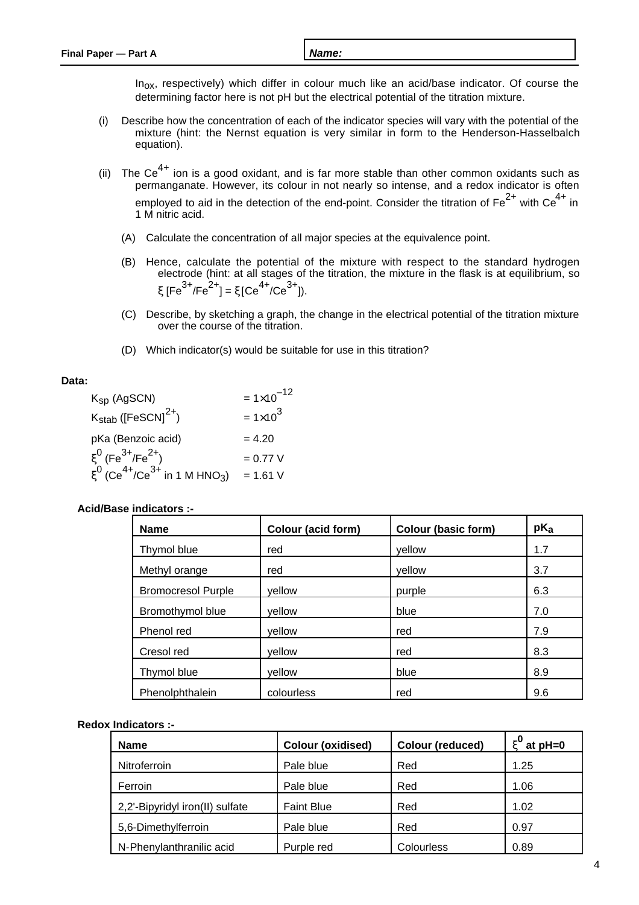$In_{OX}$, respectively) which differ in colour much like an acid/base indicator. Of course the determining factor here is not pH but the electrical potential of the titration mixture.

(i) Describe how the concentration of each of the indicator species will vary with the potential of the mixture (hint: the Nernst equation is very similar in form to the Henderson-Hasselbalch equation).

(ii) The $Ce^{4+}$ ion is a good oxidant, and is far more stable than other common oxidants such as permanganate. However, its colour in not nearly so intense, and a redox indicator is often employed to aid in the detection of the end-point. Consider the titration of $Fe^{2+}$ with $Ce^{4+}$ in 1 M nitric acid.

(A) Calculate the concentration of all major species at the equivalence point.

(B) Hence, calculate the potential of the mixture with respect to the standard hydrogen electrode (hint: at all stages of the titration, the mixture in the flask is at equilibrium, so $\xi\,[Fe^{3+}/Fe^{2+}] = \xi\,[Ce^{4+}/Ce^{3+}]$).

(C) Describe, by sketching a graph, the change in the electrical potential of the titration mixture over the course of the titration.

(D) Which indicator(s) would be suitable for use in this titration?

**Data:**

| | |
|---|---|
| $K_{sp}$ (AgSCN) | $= 1\times10^{-12}$ |
| $K_{stab}$ ($[FeSCN]^{2+}$) | $= 1\times10^{3}$ |
| pKa (Benzoic acid) | = 4.20 |
| $\xi^0$ ($Fe^{3+}/Fe^{2+}$) | = 0.77 V |
| $\xi^0$ ($Ce^{4+}/Ce^{3+}$ in 1 M $HNO_3$) | = 1.61 V |

**Acid/Base indicators :-**

| Name | Colour (acid form) | Colour (basic form) | $pK_a$ |
|---|---|---|---|
| Thymol blue | red | yellow | 1.7 |
| Methyl orange | red | yellow | 3.7 |
| Bromocresol Purple | yellow | purple | 6.3 |
| Bromothymol blue | yellow | blue | 7.0 |
| Phenol red | yellow | red | 7.9 |
| Cresol red | yellow | red | 8.3 |
| Thymol blue | yellow | blue | 8.9 |
| Phenolphthalein | colourless | red | 9.6 |

**Redox Indicators :-**

| Name | Colour (oxidised) | Colour (reduced) | $\xi^0$ at pH=0 |
|---|---|---|---|
| Nitroferroin | Pale blue | Red | 1.25 |
| Ferroin | Pale blue | Red | 1.06 |
| 2,2'-Bipyridyl iron(II) sulfate | Faint Blue | Red | 1.02 |
| 5,6-Dimethylferroin | Pale blue | Red | 0.97 |
| N-Phenylanthranilic acid | Purple red | Colourless | 0.89 |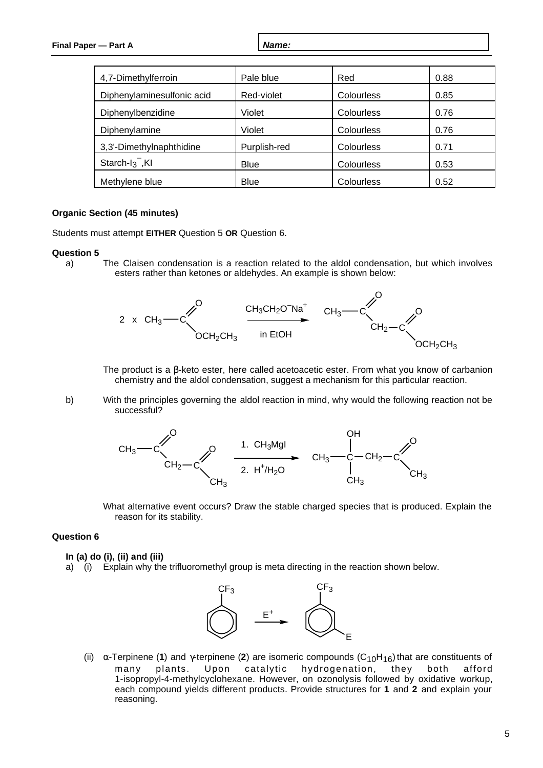| 4,7-Dimethylferroin | Pale blue | Red | 0.88 |
|---|---|---|---|
| Diphenylaminesulfonic acid | Red-violet | Colourless | 0.85 |
| Diphenylbenzidine | Violet | Colourless | 0.76 |
| Diphenylamine | Violet | Colourless | 0.76 |
| 3,3'-Dimethylnaphthidine | Purplish-red | Colourless | 0.71 |
| Starch-$I_3^-$,KI | Blue | Colourless | 0.53 |
| Methylene blue | Blue | Colourless | 0.52 |

**Organic Section (45 minutes)**

Students must attempt **EITHER** Question 5 **OR** Question 6.

**Question 5**

a) The Claisen condensation is a reaction related to the aldol condensation, but which involves esters rather than ketones or aldehydes. An example is shown below:

$$2 \times CH_3C(=O)OCH_2CH_3 \xrightarrow[\text{in EtOH}]{CH_3CH_2O^-Na^+} CH_3C(=O)CH_2C(=O)OCH_2CH_3$$

The product is a β-keto ester, here called acetoacetic ester. From what you know of carbanion chemistry and the aldol condensation, suggest a mechanism for this particular reaction.

b) With the principles governing the aldol reaction in mind, why would the following reaction not be successful?

$$CH_3C(=O)CH_2C(=O)CH_3 \xrightarrow[\text{2. } H^+/H_2O]{\text{1. } CH_3MgI} CH_3C(OH)(CH_3)CH_2C(=O)CH_3$$

What alternative event occurs? Draw the stable charged species that is produced. Explain the reason for its stability.

**Question 6**

**In (a) do (i), (ii) and (iii)**

a) (i) Explain why the trifluoromethyl group is meta directing in the reaction shown below.

$$C_6H_5CF_3 \xrightarrow{E^+} m\text{-}CF_3C_6H_4E$$

(ii) α-Terpinene (**1**) and γ-terpinene (**2**) are isomeric compounds ($C_{10}H_{16}$) that are constituents of many plants. Upon catalytic hydrogenation, they both afford 1-isopropyl-4-methylcyclohexane. However, on ozonolysis followed by oxidative workup, each compound yields different products. Provide structures for **1** and **2** and explain your reasoning.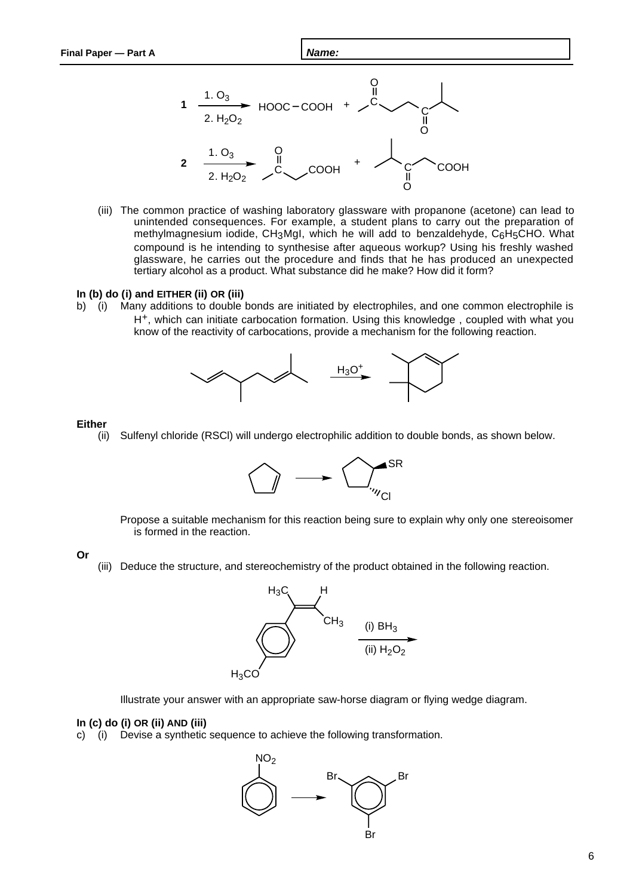**1** $\xrightarrow[\text{2. } H_2O_2]{\text{1. } O_3}$ HOOC–COOH + $CH_3C(=O)CH_2CH_2C(=O)CH(CH_3)_2$

**2** $\xrightarrow[\text{2. } H_2O_2]{\text{1. } O_3}$ $CH_3C(=O)CH_2COOH$ + $(CH_3)_2CHC(=O)CH_2COOH$

(iii) The common practice of washing laboratory glassware with propanone (acetone) can lead to unintended consequences. For example, a student plans to carry out the preparation of methylmagnesium iodide, $CH_3MgI$, which he will add to benzaldehyde, $C_6H_5CHO$. What compound is he intending to synthesise after aqueous workup? Using his freshly washed glassware, he carries out the procedure and finds that he has produced an unexpected tertiary alcohol as a product. What substance did he make? How did it form?

**In (b) do (i) and EITHER (ii) OR (iii)**

b) (i) Many additions to double bonds are initiated by electrophiles, and one common electrophile is $H^+$, which can initiate carbocation formation. Using this knowledge , coupled with what you know of the reactivity of carbocations, provide a mechanism for the following reaction.

$\xrightarrow{H_3O^+}$

**Either**

(ii) Sulfenyl chloride (RSCl) will undergo electrophilic addition to double bonds, as shown below.

SR

Cl

Propose a suitable mechanism for this reaction being sure to explain why only one stereoisomer is formed in the reaction.

**Or**

(iii) Deduce the structure, and stereochemistry of the product obtained in the following reaction.

$H_3C$ H

$CH_3$

$H_3CO$

(i) $BH_3$

(ii) $H_2O_2$

Illustrate your answer with an appropriate saw-horse diagram or flying wedge diagram.

**In (c) do (i) OR (ii) AND (iii)**

c) (i) Devise a synthetic sequence to achieve the following transformation.

$NO_2$ → Br, Br, Br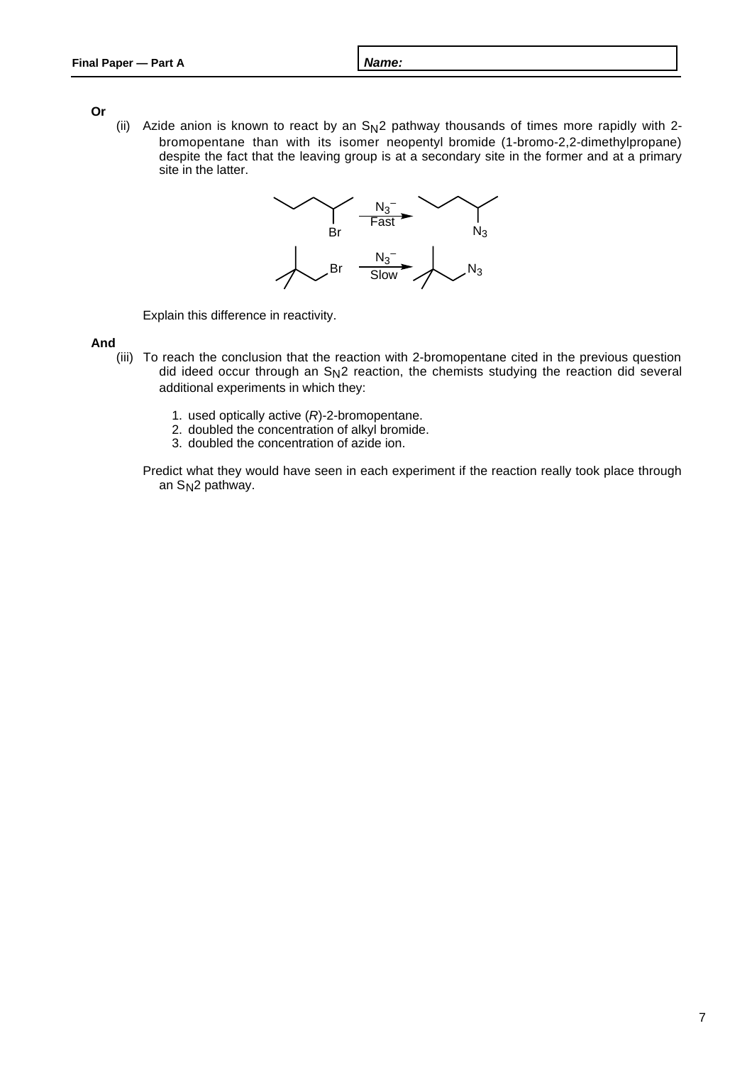**Or**

(ii) Azide anion is known to react by an $S_N2$ pathway thousands of times more rapidly with 2-bromopentane than with its isomer neopentyl bromide (1-bromo-2,2-dimethylpropane) despite the fact that the leaving group is at a secondary site in the former and at a primary site in the latter.

Br

$N_3^-$

Fast

$N_3$

Br

$N_3^-$

Slow

$N_3$

Explain this difference in reactivity.

**And**

(iii) To reach the conclusion that the reaction with 2-bromopentane cited in the previous question did ideed occur through an $S_N2$ reaction, the chemists studying the reaction did several additional experiments in which they:

1. used optically active (*R*)-2-bromopentane.
2. doubled the concentration of alkyl bromide.
3. doubled the concentration of azide ion.

Predict what they would have seen in each experiment if the reaction really took place through an $S_N2$ pathway.